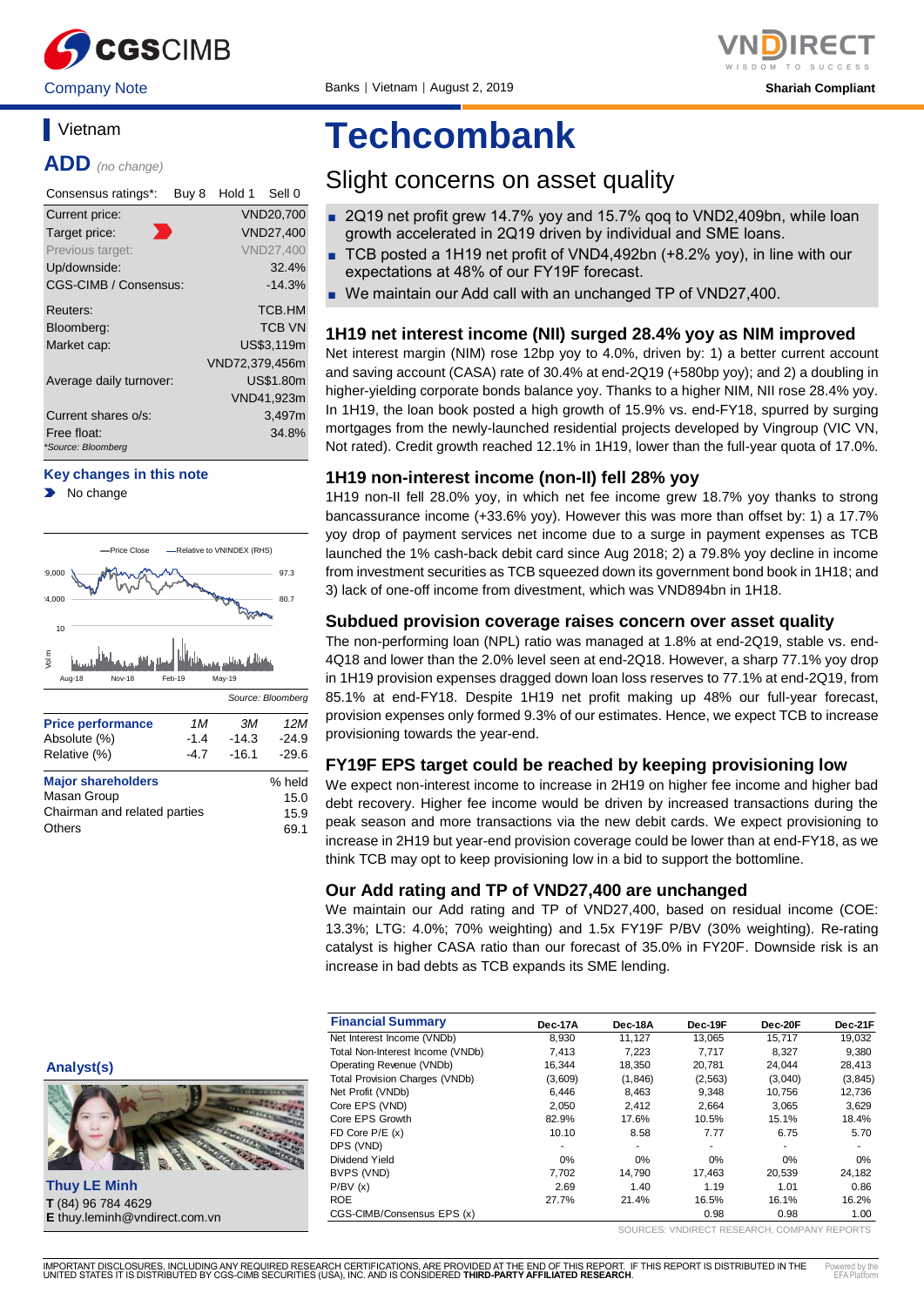Company Note | Banks | Vietnam | August 2, 2019 | Shariah Compliant

## Vietnam

**ADD** *(no change)*

| Consensus ratings*: | Buy 8 | Hold 1 | Sell 0 |
|---|---|---|---|

| | |
|---|---|
| Current price: | VND20,700 |
| Target price: | VND27,400 |
| Previous target: | VND27,400 |
| Up/downside: | 32.4% |
| CGS-CIMB / Consensus: | -14.3% |
| Reuters: | TCB.HM |
| Bloomberg: | TCB VN |
| Market cap: | US$3,119m |
| | VND72,379,456m |
| Average daily turnover: | US$1.80m |
| | VND41,923m |
| Current shares o/s: | 3,497m |
| Free float: | 34.8% |

*Source: Bloomberg

**Key changes in this note**

- No change

Source: Bloomberg

| Price performance | 1M | 3M | 12M |
|---|---|---|---|
| Absolute (%) | -1.4 | -14.3 | -24.9 |
| Relative (%) | -4.7 | -16.1 | -29.6 |

| Major shareholders | % held |
|---|---|
| Masan Group | 15.0 |
| Chairman and related parties | 15.9 |
| Others | 69.1 |

# Techcombank

## Slight concerns on asset quality

- 2Q19 net profit grew 14.7% yoy and 15.7% qoq to VND2,409bn, while loan growth accelerated in 2Q19 driven by individual and SME loans.
- TCB posted a 1H19 net profit of VND4,492bn (+8.2% yoy), in line with our expectations at 48% of our FY19F forecast.
- We maintain our Add call with an unchanged TP of VND27,400.

### 1H19 net interest income (NII) surged 28.4% yoy as NIM improved

Net interest margin (NIM) rose 12bp yoy to 4.0%, driven by: 1) a better current account and saving account (CASA) rate of 30.4% at end-2Q19 (+580bp yoy); and 2) a doubling in higher-yielding corporate bonds balance yoy. Thanks to a higher NIM, NII rose 28.4% yoy. In 1H19, the loan book posted a high growth of 15.9% vs. end-FY18, spurred by surging mortgages from the newly-launched residential projects developed by Vingroup (VIC VN, Not rated). Credit growth reached 12.1% in 1H19, lower than the full-year quota of 17.0%.

### 1H19 non-interest income (non-II) fell 28% yoy

1H19 non-II fell 28.0% yoy, in which net fee income grew 18.7% yoy thanks to strong bancassurance income (+33.6% yoy). However this was more than offset by: 1) a 17.7% yoy drop of payment services net income due to a surge in payment expenses as TCB launched the 1% cash-back debit card since Aug 2018; 2) a 79.8% yoy decline in income from investment securities as TCB squeezed down its government bond book in 1H18; and 3) lack of one-off income from divestment, which was VND894bn in 1H18.

### Subdued provision coverage raises concern over asset quality

The non-performing loan (NPL) ratio was managed at 1.8% at end-2Q19, stable vs. end-4Q18 and lower than the 2.0% level seen at end-2Q18. However, a sharp 77.1% yoy drop in 1H19 provision expenses dragged down loan loss reserves to 77.1% at end-2Q19, from 85.1% at end-FY18. Despite 1H19 net profit making up 48% our full-year forecast, provision expenses only formed 9.3% of our estimates. Hence, we expect TCB to increase provisioning towards the year-end.

### FY19F EPS target could be reached by keeping provisioning low

We expect non-interest income to increase in 2H19 on higher fee income and higher bad debt recovery. Higher fee income would be driven by increased transactions during the peak season and more transactions via the new debit cards. We expect provisioning to increase in 2H19 but year-end provision coverage could be lower than at end-FY18, as we think TCB may opt to keep provisioning low in a bid to support the bottomline.

### Our Add rating and TP of VND27,400 are unchanged

We maintain our Add rating and TP of VND27,400, based on residual income (COE: 13.3%; LTG: 4.0%; 70% weighting) and 1.5x FY19F P/BV (30% weighting). Re-rating catalyst is higher CASA ratio than our forecast of 35.0% in FY20F. Downside risk is an increase in bad debts as TCB expands its SME lending.

**Analyst(s)**

**Thuy LE Minh**
**T** (84) 96 784 4629
**E** thuy.leminh@vndirect.com.vn

| Financial Summary | Dec-17A | Dec-18A | Dec-19F | Dec-20F | Dec-21F |
|---|---|---|---|---|---|
| Net Interest Income (VNDb) | 8,930 | 11,127 | 13,065 | 15,717 | 19,032 |
| Total Non-Interest Income (VNDb) | 7,413 | 7,223 | 7,717 | 8,327 | 9,380 |
| Operating Revenue (VNDb) | 16,344 | 18,350 | 20,781 | 24,044 | 28,413 |
| Total Provision Charges (VNDb) | (3,609) | (1,846) | (2,563) | (3,040) | (3,845) |
| Net Profit (VNDb) | 6,446 | 8,463 | 9,348 | 10,756 | 12,736 |
| Core EPS (VND) | 2,050 | 2,412 | 2,664 | 3,065 | 3,629 |
| Core EPS Growth | 82.9% | 17.6% | 10.5% | 15.1% | 18.4% |
| FD Core P/E (x) | 10.10 | 8.58 | 7.77 | 6.75 | 5.70 |
| DPS (VND) | - | - | - | - | - |
| Dividend Yield | 0% | 0% | 0% | 0% | 0% |
| BVPS (VND) | 7,702 | 14,790 | 17,463 | 20,539 | 24,182 |
| P/BV (x) | 2.69 | 1.40 | 1.19 | 1.01 | 0.86 |
| ROE | 27.7% | 21.4% | 16.5% | 16.1% | 16.2% |
| CGS-CIMB/Consensus EPS (x) | | | 0.98 | 0.98 | 1.00 |

SOURCES: VNDIRECT RESEARCH, COMPANY REPORTS

IMPORTANT DISCLOSURES, INCLUDING ANY REQUIRED RESEARCH CERTIFICATIONS, ARE PROVIDED AT THE END OF THIS REPORT. IF THIS REPORT IS DISTRIBUTED IN THE UNITED STATES IT IS DISTRIBUTED BY CGS-CIMB SECURITIES (USA), INC. AND IS CONSIDERED **THIRD-PARTY AFFILIATED RESEARCH**.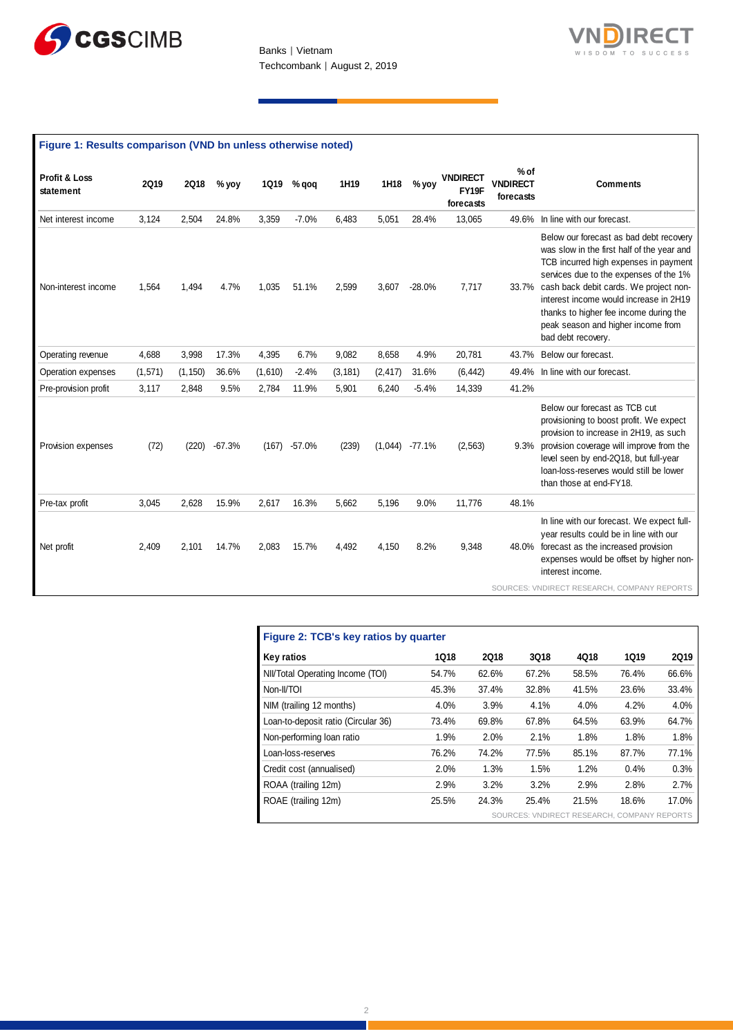**Figure 1: Results comparison (VND bn unless otherwise noted)**

| Profit & Loss statement | 2Q19 | 2Q18 | % yoy | 1Q19 | % qoq | 1H19 | 1H18 | % yoy | VNDIRECT FY19F forecasts | % of VNDIRECT forecasts | Comments |
|---|---|---|---|---|---|---|---|---|---|---|---|
| Net interest income | 3,124 | 2,504 | 24.8% | 3,359 | -7.0% | 6,483 | 5,051 | 28.4% | 13,065 | 49.6% | In line with our forecast. |
| Non-interest income | 1,564 | 1,494 | 4.7% | 1,035 | 51.1% | 2,599 | 3,607 | -28.0% | 7,717 | 33.7% | Below our forecast as bad debt recovery was slow in the first half of the year and TCB incurred high expenses in payment services due to the expenses of the 1% cash back debit cards. We project non-interest income would increase in 2H19 thanks to higher fee income during the peak season and higher income from bad debt recovery. |
| Operating revenue | 4,688 | 3,998 | 17.3% | 4,395 | 6.7% | 9,082 | 8,658 | 4.9% | 20,781 | 43.7% | Below our forecast. |
| Operation expenses | (1,571) | (1,150) | 36.6% | (1,610) | -2.4% | (3,181) | (2,417) | 31.6% | (6,442) | 49.4% | In line with our forecast. |
| Pre-provision profit | 3,117 | 2,848 | 9.5% | 2,784 | 11.9% | 5,901 | 6,240 | -5.4% | 14,339 | 41.2% | |
| Provision expenses | (72) | (220) | -67.3% | (167) | -57.0% | (239) | (1,044) | -77.1% | (2,563) | 9.3% | Below our forecast as TCB cut provisioning to boost profit. We expect provision to increase in 2H19, as such provision coverage will improve from the level seen by end-2Q18, but full-year loan-loss-reserves would still be lower than those at end-FY18. |
| Pre-tax profit | 3,045 | 2,628 | 15.9% | 2,617 | 16.3% | 5,662 | 5,196 | 9.0% | 11,776 | 48.1% | |
| Net profit | 2,409 | 2,101 | 14.7% | 2,083 | 15.7% | 4,492 | 4,150 | 8.2% | 9,348 | 48.0% | In line with our forecast. We expect full-year results could be in line with our forecast as the increased provision expenses would be offset by higher non-interest income. |

SOURCES: VNDIRECT RESEARCH, COMPANY REPORTS

**Figure 2: TCB's key ratios by quarter**

| Key ratios | 1Q18 | 2Q18 | 3Q18 | 4Q18 | 1Q19 | 2Q19 |
|---|---|---|---|---|---|---|
| NII/Total Operating Income (TOI) | 54.7% | 62.6% | 67.2% | 58.5% | 76.4% | 66.6% |
| Non-II/TOI | 45.3% | 37.4% | 32.8% | 41.5% | 23.6% | 33.4% |
| NIM (trailing 12 months) | 4.0% | 3.9% | 4.1% | 4.0% | 4.2% | 4.0% |
| Loan-to-deposit ratio (Circular 36) | 73.4% | 69.8% | 67.8% | 64.5% | 63.9% | 64.7% |
| Non-performing loan ratio | 1.9% | 2.0% | 2.1% | 1.8% | 1.8% | 1.8% |
| Loan-loss-reserves | 76.2% | 74.2% | 77.5% | 85.1% | 87.7% | 77.1% |
| Credit cost (annualised) | 2.0% | 1.3% | 1.5% | 1.2% | 0.4% | 0.3% |
| ROAA (trailing 12m) | 2.9% | 3.2% | 3.2% | 2.9% | 2.8% | 2.7% |
| ROAE (trailing 12m) | 25.5% | 24.3% | 25.4% | 21.5% | 18.6% | 17.0% |

SOURCES: VNDIRECT RESEARCH, COMPANY REPORTS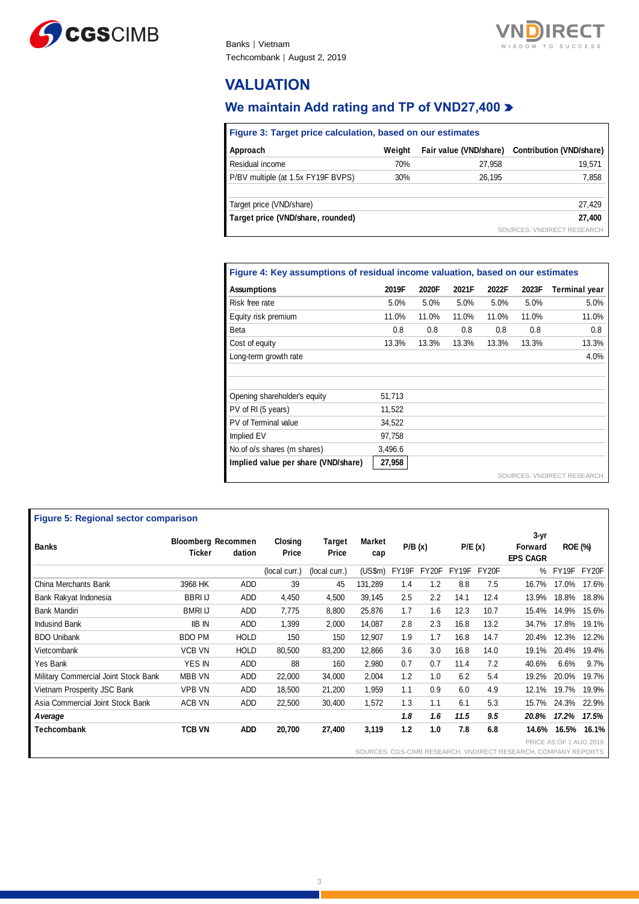## VALUATION

### We maintain Add rating and TP of VND27,400

**Figure 3: Target price calculation, based on our estimates**

| Approach | Weight | Fair value (VND/share) | Contribution (VND/share) |
|---|---|---|---|
| Residual income | 70% | 27,958 | 19,571 |
| P/BV multiple (at 1.5x FY19F BVPS) | 30% | 26,195 | 7,858 |
| | | | |
| Target price (VND/share) | | | 27,429 |
| **Target price (VND/share, rounded)** | | | **27,400** |

SOURCES: VNDIRECT RESEARCH

**Figure 4: Key assumptions of residual income valuation, based on our estimates**

| Assumptions | 2019F | 2020F | 2021F | 2022F | 2023F | Terminal year |
|---|---|---|---|---|---|---|
| Risk free rate | 5.0% | 5.0% | 5.0% | 5.0% | 5.0% | 5.0% |
| Equity risk premium | 11.0% | 11.0% | 11.0% | 11.0% | 11.0% | 11.0% |
| Beta | 0.8 | 0.8 | 0.8 | 0.8 | 0.8 | 0.8 |
| Cost of equity | 13.3% | 13.3% | 13.3% | 13.3% | 13.3% | 13.3% |
| Long-term growth rate | | | | | | 4.0% |
| | | | | | | |
| Opening shareholder's equity | 51,713 | | | | | |
| PV of RI (5 years) | 11,522 | | | | | |
| PV of Terminal value | 34,522 | | | | | |
| Implied EV | 97,758 | | | | | |
| No.of o/s shares (m shares) | 3,496.6 | | | | | |
| **Implied value per share (VND/share)** | **27,958** | | | | | |

SOURCES: VNDIRECT RESEARCH

**Figure 5: Regional sector comparison**

| Banks | Bloomberg Ticker | Recommendation | Closing Price | Target Price | Market cap | P/B (x) | | P/E (x) | | 3-yr Forward EPS CAGR | ROE (%) | |
|---|---|---|---|---|---|---|---|---|---|---|---|---|
| | | | (local curr.) | (local curr.) | (US$m) | FY19F | FY20F | FY19F | FY20F | % | FY19F | FY20F |
| China Merchants Bank | 3968 HK | ADD | 39 | 45 | 131,289 | 1.4 | 1.2 | 8.8 | 7.5 | 16.7% | 17.0% | 17.6% |
| Bank Rakyat Indonesia | BBRI IJ | ADD | 4,450 | 4,500 | 39,145 | 2.5 | 2.2 | 14.1 | 12.4 | 13.9% | 18.8% | 18.8% |
| Bank Mandiri | BMRI IJ | ADD | 7,775 | 8,800 | 25,876 | 1.7 | 1.6 | 12.3 | 10.7 | 15.4% | 14.9% | 15.6% |
| Indusind Bank | IIB IN | ADD | 1,399 | 2,000 | 14,087 | 2.8 | 2.3 | 16.8 | 13.2 | 34.7% | 17.8% | 19.1% |
| BDO Unibank | BDO PM | HOLD | 150 | 150 | 12,907 | 1.9 | 1.7 | 16.8 | 14.7 | 20.4% | 12.3% | 12.2% |
| Vietcombank | VCB VN | HOLD | 80,500 | 83,200 | 12,866 | 3.6 | 3.0 | 16.8 | 14.0 | 19.1% | 20.4% | 19.4% |
| Yes Bank | YES IN | ADD | 88 | 160 | 2,980 | 0.7 | 0.7 | 11.4 | 7.2 | 40.6% | 6.6% | 9.7% |
| Military Commercial Joint Stock Bank | MBB VN | ADD | 22,000 | 34,000 | 2,004 | 1.2 | 1.0 | 6.2 | 5.4 | 19.2% | 20.0% | 19.7% |
| Vietnam Prosperity JSC Bank | VPB VN | ADD | 18,500 | 21,200 | 1,959 | 1.1 | 0.9 | 6.0 | 4.9 | 12.1% | 19.7% | 19.9% |
| Asia Commercial Joint Stock Bank | ACB VN | ADD | 22,500 | 30,400 | 1,572 | 1.3 | 1.1 | 6.1 | 5.3 | 15.7% | 24.3% | 22.9% |
| ***Average*** | | | | | | ***1.8*** | ***1.6*** | ***11.5*** | ***9.5*** | ***20.8%*** | ***17.2%*** | ***17.5%*** |
| **Techcombank** | **TCB VN** | **ADD** | **20,700** | **27,400** | **3,119** | **1.2** | **1.0** | **7.8** | **6.8** | **14.6%** | **16.5%** | **16.1%** |

PRICE AS OF 1 AUG 2019

SOURCES: CGS-CIMB RESEARCH, VNDIRECT RESEARCH, COMPANY REPORTS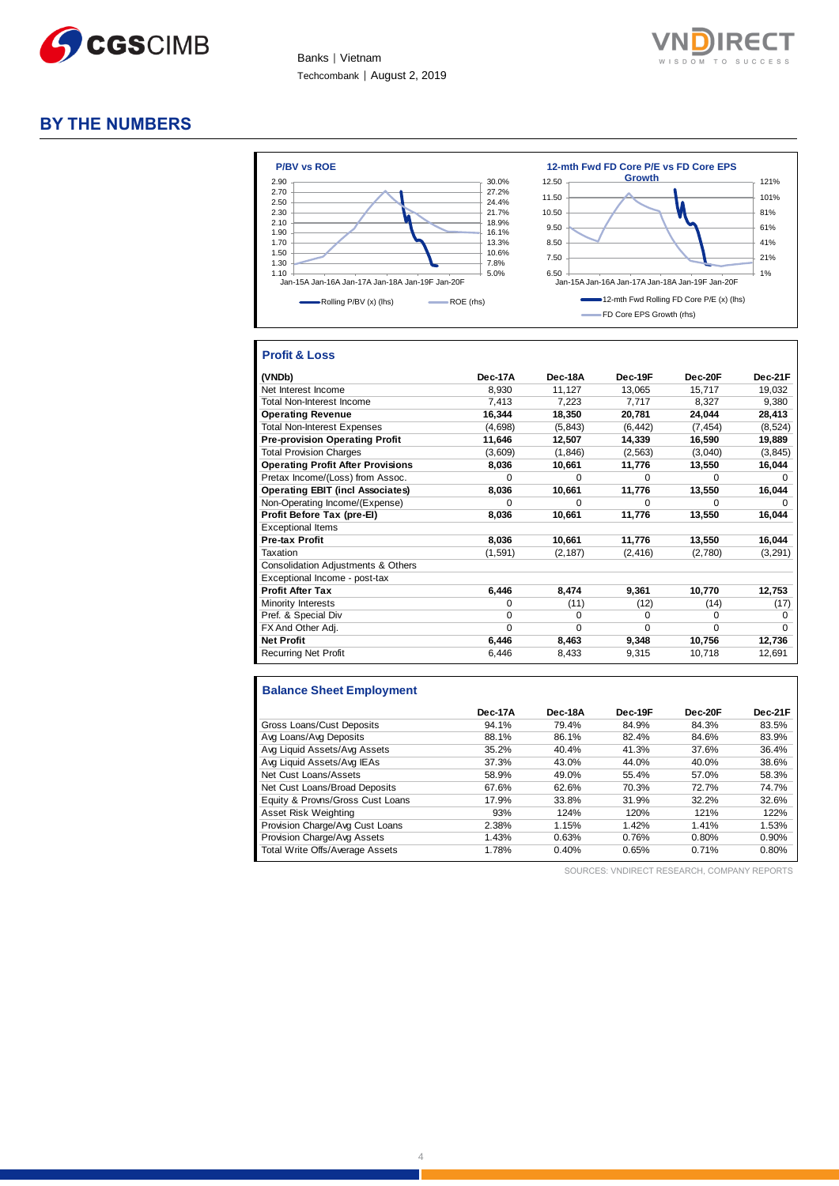# BY THE NUMBERS

**P/BV vs ROE**

Rolling P/BV (x) (lhs) | ROE (rhs)

**12-mth Fwd FD Core P/E vs FD Core EPS Growth**

12-mth Fwd Rolling FD Core P/E (x) (lhs) | FD Core EPS Growth (rhs)

## Profit & Loss

| (VNDb) | Dec-17A | Dec-18A | Dec-19F | Dec-20F | Dec-21F |
|---|---|---|---|---|---|
| Net Interest Income | 8,930 | 11,127 | 13,065 | 15,717 | 19,032 |
| Total Non-Interest Income | 7,413 | 7,223 | 7,717 | 8,327 | 9,380 |
| **Operating Revenue** | **16,344** | **18,350** | **20,781** | **24,044** | **28,413** |
| Total Non-Interest Expenses | (4,698) | (5,843) | (6,442) | (7,454) | (8,524) |
| **Pre-provision Operating Profit** | **11,646** | **12,507** | **14,339** | **16,590** | **19,889** |
| Total Provision Charges | (3,609) | (1,846) | (2,563) | (3,040) | (3,845) |
| **Operating Profit After Provisions** | **8,036** | **10,661** | **11,776** | **13,550** | **16,044** |
| Pretax Income/(Loss) from Assoc. | 0 | 0 | 0 | 0 | 0 |
| **Operating EBIT (incl Associates)** | **8,036** | **10,661** | **11,776** | **13,550** | **16,044** |
| Non-Operating Income/(Expense) | 0 | 0 | 0 | 0 | 0 |
| **Profit Before Tax (pre-EI)** | **8,036** | **10,661** | **11,776** | **13,550** | **16,044** |
| Exceptional Items | | | | | |
| **Pre-tax Profit** | **8,036** | **10,661** | **11,776** | **13,550** | **16,044** |
| Taxation | (1,591) | (2,187) | (2,416) | (2,780) | (3,291) |
| Consolidation Adjustments & Others | | | | | |
| Exceptional Income - post-tax | | | | | |
| **Profit After Tax** | **6,446** | **8,474** | **9,361** | **10,770** | **12,753** |
| Minority Interests | 0 | (11) | (12) | (14) | (17) |
| Pref. & Special Div | 0 | 0 | 0 | 0 | 0 |
| FX And Other Adj. | 0 | 0 | 0 | 0 | 0 |
| **Net Profit** | **6,446** | **8,463** | **9,348** | **10,756** | **12,736** |
| Recurring Net Profit | 6,446 | 8,433 | 9,315 | 10,718 | 12,691 |

## Balance Sheet Employment

| | Dec-17A | Dec-18A | Dec-19F | Dec-20F | Dec-21F |
|---|---|---|---|---|---|
| Gross Loans/Cust Deposits | 94.1% | 79.4% | 84.9% | 84.3% | 83.5% |
| Avg Loans/Avg Deposits | 88.1% | 86.1% | 82.4% | 84.6% | 83.9% |
| Avg Liquid Assets/Avg Assets | 35.2% | 40.4% | 41.3% | 37.6% | 36.4% |
| Avg Liquid Assets/Avg IEAs | 37.3% | 43.0% | 44.0% | 40.0% | 38.6% |
| Net Cust Loans/Assets | 58.9% | 49.0% | 55.4% | 57.0% | 58.3% |
| Net Cust Loans/Broad Deposits | 67.6% | 62.6% | 70.3% | 72.7% | 74.7% |
| Equity & Provns/Gross Cust Loans | 17.9% | 33.8% | 31.9% | 32.2% | 32.6% |
| Asset Risk Weighting | 93% | 124% | 120% | 121% | 122% |
| Provision Charge/Avg Cust Loans | 2.38% | 1.15% | 1.42% | 1.41% | 1.53% |
| Provision Charge/Avg Assets | 1.43% | 0.63% | 0.76% | 0.80% | 0.90% |
| Total Write Offs/Average Assets | 1.78% | 0.40% | 0.65% | 0.71% | 0.80% |

SOURCES: VNDIRECT RESEARCH, COMPANY REPORTS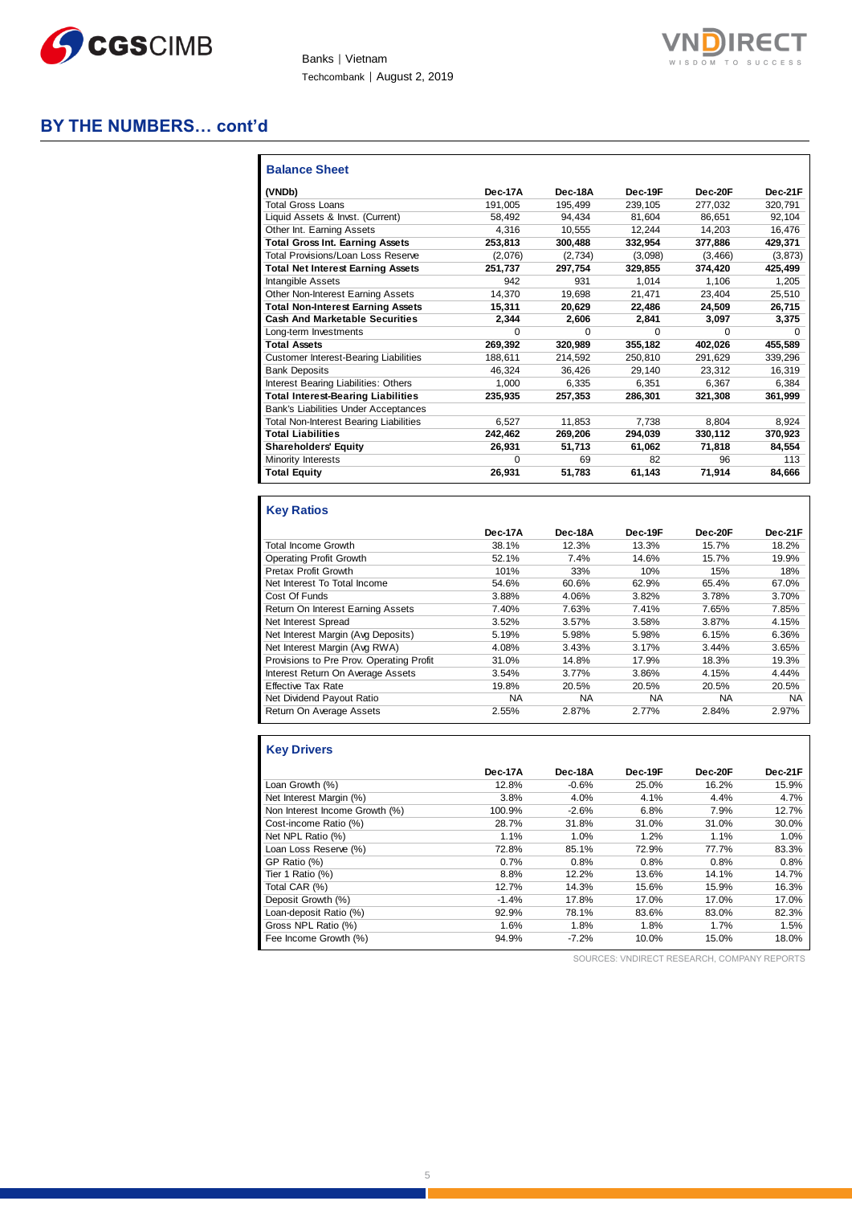## BY THE NUMBERS… cont'd

### Balance Sheet

| (VNDb) | Dec-17A | Dec-18A | Dec-19F | Dec-20F | Dec-21F |
|---|---|---|---|---|---|
| Total Gross Loans | 191,005 | 195,499 | 239,105 | 277,032 | 320,791 |
| Liquid Assets & Invst. (Current) | 58,492 | 94,434 | 81,604 | 86,651 | 92,104 |
| Other Int. Earning Assets | 4,316 | 10,555 | 12,244 | 14,203 | 16,476 |
| **Total Gross Int. Earning Assets** | **253,813** | **300,488** | **332,954** | **377,886** | **429,371** |
| Total Provisions/Loan Loss Reserve | (2,076) | (2,734) | (3,098) | (3,466) | (3,873) |
| **Total Net Interest Earning Assets** | **251,737** | **297,754** | **329,855** | **374,420** | **425,499** |
| Intangible Assets | 942 | 931 | 1,014 | 1,106 | 1,205 |
| Other Non-Interest Earning Assets | 14,370 | 19,698 | 21,471 | 23,404 | 25,510 |
| **Total Non-Interest Earning Assets** | **15,311** | **20,629** | **22,486** | **24,509** | **26,715** |
| **Cash And Marketable Securities** | **2,344** | **2,606** | **2,841** | **3,097** | **3,375** |
| Long-term Investments | 0 | 0 | 0 | 0 | 0 |
| **Total Assets** | **269,392** | **320,989** | **355,182** | **402,026** | **455,589** |
| Customer Interest-Bearing Liabilities | 188,611 | 214,592 | 250,810 | 291,629 | 339,296 |
| Bank Deposits | 46,324 | 36,426 | 29,140 | 23,312 | 16,319 |
| Interest Bearing Liabilities: Others | 1,000 | 6,335 | 6,351 | 6,367 | 6,384 |
| **Total Interest-Bearing Liabilities** | **235,935** | **257,353** | **286,301** | **321,308** | **361,999** |
| Bank's Liabilities Under Acceptances | | | | | |
| Total Non-Interest Bearing Liabilities | 6,527 | 11,853 | 7,738 | 8,804 | 8,924 |
| **Total Liabilities** | **242,462** | **269,206** | **294,039** | **330,112** | **370,923** |
| **Shareholders' Equity** | **26,931** | **51,713** | **61,062** | **71,818** | **84,554** |
| Minority Interests | 0 | 69 | 82 | 96 | 113 |
| **Total Equity** | **26,931** | **51,783** | **61,143** | **71,914** | **84,666** |

### Key Ratios

| | Dec-17A | Dec-18A | Dec-19F | Dec-20F | Dec-21F |
|---|---|---|---|---|---|
| Total Income Growth | 38.1% | 12.3% | 13.3% | 15.7% | 18.2% |
| Operating Profit Growth | 52.1% | 7.4% | 14.6% | 15.7% | 19.9% |
| Pretax Profit Growth | 101% | 33% | 10% | 15% | 18% |
| Net Interest To Total Income | 54.6% | 60.6% | 62.9% | 65.4% | 67.0% |
| Cost Of Funds | 3.88% | 4.06% | 3.82% | 3.78% | 3.70% |
| Return On Interest Earning Assets | 7.40% | 7.63% | 7.41% | 7.65% | 7.85% |
| Net Interest Spread | 3.52% | 3.57% | 3.58% | 3.87% | 4.15% |
| Net Interest Margin (Avg Deposits) | 5.19% | 5.98% | 5.98% | 6.15% | 6.36% |
| Net Interest Margin (Avg RWA) | 4.08% | 3.43% | 3.17% | 3.44% | 3.65% |
| Provisions to Pre Prov. Operating Profit | 31.0% | 14.8% | 17.9% | 18.3% | 19.3% |
| Interest Return On Average Assets | 3.54% | 3.77% | 3.86% | 4.15% | 4.44% |
| Effective Tax Rate | 19.8% | 20.5% | 20.5% | 20.5% | 20.5% |
| Net Dividend Payout Ratio | NA | NA | NA | NA | NA |
| Return On Average Assets | 2.55% | 2.87% | 2.77% | 2.84% | 2.97% |

### Key Drivers

| | Dec-17A | Dec-18A | Dec-19F | Dec-20F | Dec-21F |
|---|---|---|---|---|---|
| Loan Growth (%) | 12.8% | -0.6% | 25.0% | 16.2% | 15.9% |
| Net Interest Margin (%) | 3.8% | 4.0% | 4.1% | 4.4% | 4.7% |
| Non Interest Income Growth (%) | 100.9% | -2.6% | 6.8% | 7.9% | 12.7% |
| Cost-income Ratio (%) | 28.7% | 31.8% | 31.0% | 31.0% | 30.0% |
| Net NPL Ratio (%) | 1.1% | 1.0% | 1.2% | 1.1% | 1.0% |
| Loan Loss Reserve (%) | 72.8% | 85.1% | 72.9% | 77.7% | 83.3% |
| GP Ratio (%) | 0.7% | 0.8% | 0.8% | 0.8% | 0.8% |
| Tier 1 Ratio (%) | 8.8% | 12.2% | 13.6% | 14.1% | 14.7% |
| Total CAR (%) | 12.7% | 14.3% | 15.6% | 15.9% | 16.3% |
| Deposit Growth (%) | -1.4% | 17.8% | 17.0% | 17.0% | 17.0% |
| Loan-deposit Ratio (%) | 92.9% | 78.1% | 83.6% | 83.0% | 82.3% |
| Gross NPL Ratio (%) | 1.6% | 1.8% | 1.8% | 1.7% | 1.5% |
| Fee Income Growth (%) | 94.9% | -7.2% | 10.0% | 15.0% | 18.0% |

SOURCES: VNDIRECT RESEARCH, COMPANY REPORTS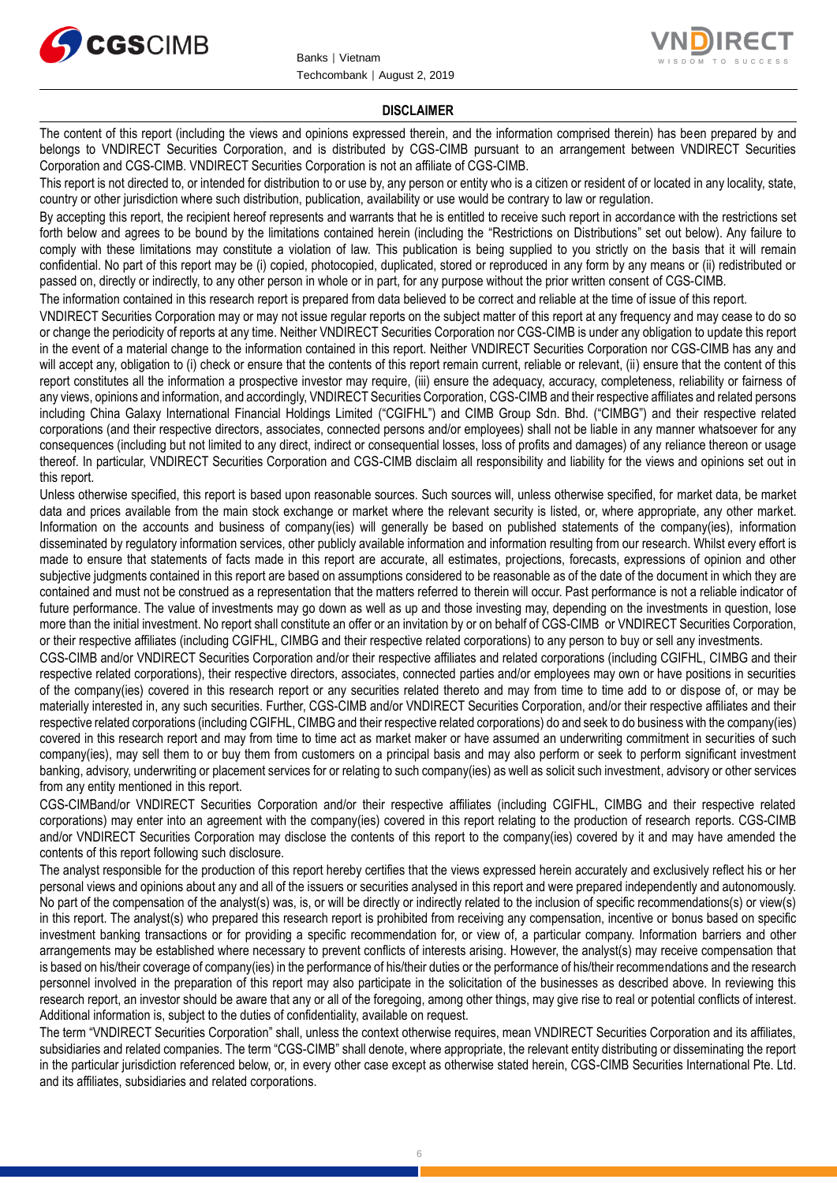## DISCLAIMER

The content of this report (including the views and opinions expressed therein, and the information comprised therein) has been prepared by and belongs to VNDIRECT Securities Corporation, and is distributed by CGS-CIMB pursuant to an arrangement between VNDIRECT Securities Corporation and CGS-CIMB. VNDIRECT Securities Corporation is not an affiliate of CGS-CIMB.

This report is not directed to, or intended for distribution to or use by, any person or entity who is a citizen or resident of or located in any locality, state, country or other jurisdiction where such distribution, publication, availability or use would be contrary to law or regulation.

By accepting this report, the recipient hereof represents and warrants that he is entitled to receive such report in accordance with the restrictions set forth below and agrees to be bound by the limitations contained herein (including the "Restrictions on Distributions" set out below). Any failure to comply with these limitations may constitute a violation of law. This publication is being supplied to you strictly on the basis that it will remain confidential. No part of this report may be (i) copied, photocopied, duplicated, stored or reproduced in any form by any means or (ii) redistributed or passed on, directly or indirectly, to any other person in whole or in part, for any purpose without the prior written consent of CGS-CIMB.

The information contained in this research report is prepared from data believed to be correct and reliable at the time of issue of this report.

VNDIRECT Securities Corporation may or may not issue regular reports on the subject matter of this report at any frequency and may cease to do so or change the periodicity of reports at any time. Neither VNDIRECT Securities Corporation nor CGS-CIMB is under any obligation to update this report in the event of a material change to the information contained in this report. Neither VNDIRECT Securities Corporation nor CGS-CIMB has any and will accept any, obligation to (i) check or ensure that the contents of this report remain current, reliable or relevant, (ii) ensure that the content of this report constitutes all the information a prospective investor may require, (iii) ensure the adequacy, accuracy, completeness, reliability or fairness of any views, opinions and information, and accordingly, VNDIRECT Securities Corporation, CGS-CIMB and their respective affiliates and related persons including China Galaxy International Financial Holdings Limited ("CGIFHL") and CIMB Group Sdn. Bhd. ("CIMBG") and their respective related corporations (and their respective directors, associates, connected persons and/or employees) shall not be liable in any manner whatsoever for any consequences (including but not limited to any direct, indirect or consequential losses, loss of profits and damages) of any reliance thereon or usage thereof. In particular, VNDIRECT Securities Corporation and CGS-CIMB disclaim all responsibility and liability for the views and opinions set out in this report.

Unless otherwise specified, this report is based upon reasonable sources. Such sources will, unless otherwise specified, for market data, be market data and prices available from the main stock exchange or market where the relevant security is listed, or, where appropriate, any other market. Information on the accounts and business of company(ies) will generally be based on published statements of the company(ies), information disseminated by regulatory information services, other publicly available information and information resulting from our research. Whilst every effort is made to ensure that statements of facts made in this report are accurate, all estimates, projections, forecasts, expressions of opinion and other subjective judgments contained in this report are based on assumptions considered to be reasonable as of the date of the document in which they are contained and must not be construed as a representation that the matters referred to therein will occur. Past performance is not a reliable indicator of future performance. The value of investments may go down as well as up and those investing may, depending on the investments in question, lose more than the initial investment. No report shall constitute an offer or an invitation by or on behalf of CGS-CIMB or VNDIRECT Securities Corporation, or their respective affiliates (including CGIFHL, CIMBG and their respective related corporations) to any person to buy or sell any investments.

CGS-CIMB and/or VNDIRECT Securities Corporation and/or their respective affiliates and related corporations (including CGIFHL, CIMBG and their respective related corporations), their respective directors, associates, connected parties and/or employees may own or have positions in securities of the company(ies) covered in this research report or any securities related thereto and may from time to time add to or dispose of, or may be materially interested in, any such securities. Further, CGS-CIMB and/or VNDIRECT Securities Corporation, and/or their respective affiliates and their respective related corporations (including CGIFHL, CIMBG and their respective related corporations) do and seek to do business with the company(ies) covered in this research report and may from time to time act as market maker or have assumed an underwriting commitment in securities of such company(ies), may sell them to or buy them from customers on a principal basis and may also perform or seek to perform significant investment banking, advisory, underwriting or placement services for or relating to such company(ies) as well as solicit such investment, advisory or other services from any entity mentioned in this report.

CGS-CIMBand/or VNDIRECT Securities Corporation and/or their respective affiliates (including CGIFHL, CIMBG and their respective related corporations) may enter into an agreement with the company(ies) covered in this report relating to the production of research reports. CGS-CIMB and/or VNDIRECT Securities Corporation may disclose the contents of this report to the company(ies) covered by it and may have amended the contents of this report following such disclosure.

The analyst responsible for the production of this report hereby certifies that the views expressed herein accurately and exclusively reflect his or her personal views and opinions about any and all of the issuers or securities analysed in this report and were prepared independently and autonomously. No part of the compensation of the analyst(s) was, is, or will be directly or indirectly related to the inclusion of specific recommendations(s) or view(s) in this report. The analyst(s) who prepared this research report is prohibited from receiving any compensation, incentive or bonus based on specific investment banking transactions or for providing a specific recommendation for, or view of, a particular company. Information barriers and other arrangements may be established where necessary to prevent conflicts of interests arising. However, the analyst(s) may receive compensation that is based on his/their coverage of company(ies) in the performance of his/their duties or the performance of his/their recommendations and the research personnel involved in the preparation of this report may also participate in the solicitation of the businesses as described above. In reviewing this research report, an investor should be aware that any or all of the foregoing, among other things, may give rise to real or potential conflicts of interest. Additional information is, subject to the duties of confidentiality, available on request.

The term "VNDIRECT Securities Corporation" shall, unless the context otherwise requires, mean VNDIRECT Securities Corporation and its affiliates, subsidiaries and related companies. The term "CGS-CIMB" shall denote, where appropriate, the relevant entity distributing or disseminating the report in the particular jurisdiction referenced below, or, in every other case except as otherwise stated herein, CGS-CIMB Securities International Pte. Ltd. and its affiliates, subsidiaries and related corporations.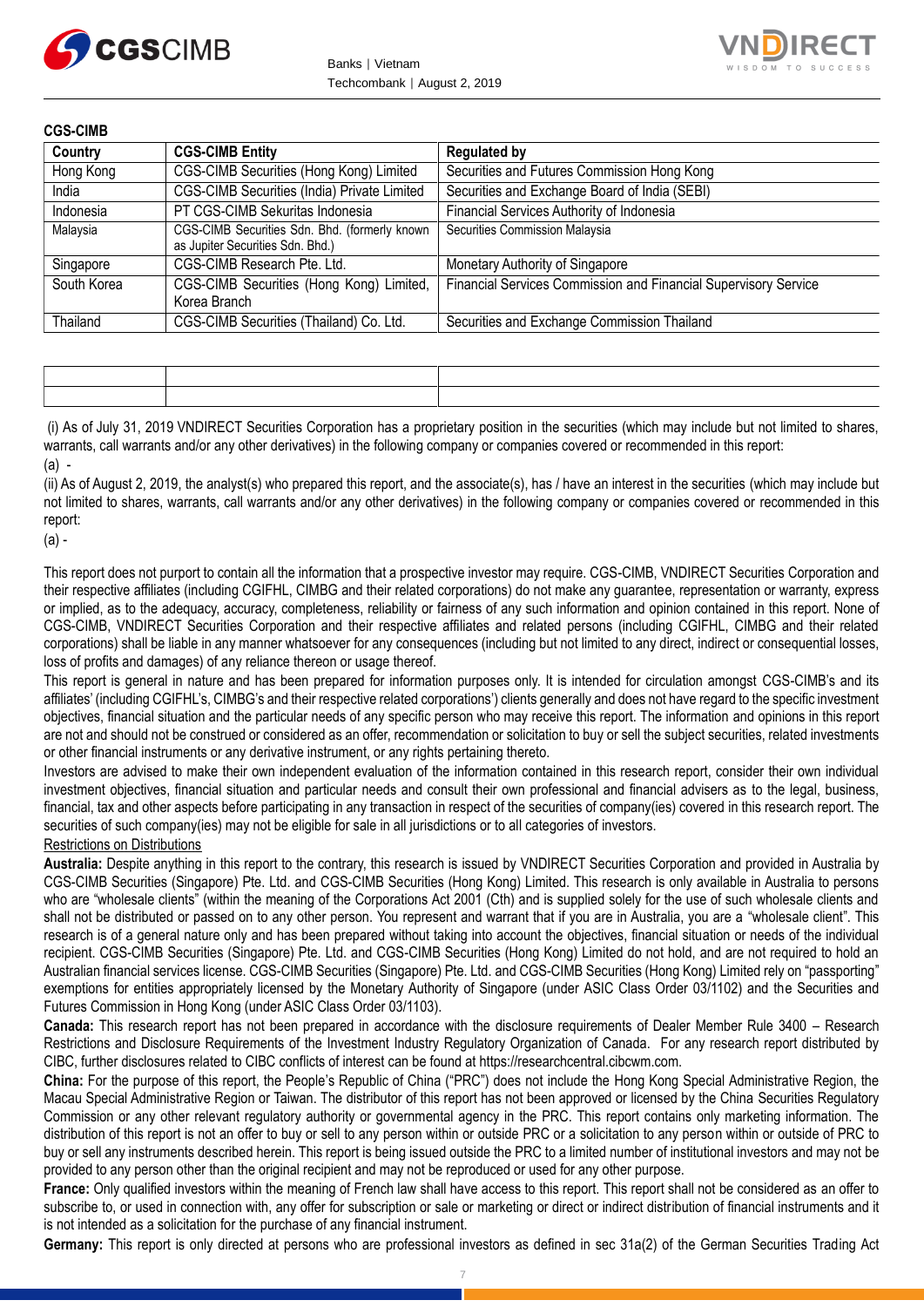**CGS-CIMB**

| Country | CGS-CIMB Entity | Regulated by |
|---|---|---|
| Hong Kong | CGS-CIMB Securities (Hong Kong) Limited | Securities and Futures Commission Hong Kong |
| India | CGS-CIMB Securities (India) Private Limited | Securities and Exchange Board of India (SEBI) |
| Indonesia | PT CGS-CIMB Sekuritas Indonesia | Financial Services Authority of Indonesia |
| Malaysia | CGS-CIMB Securities Sdn. Bhd. (formerly known as Jupiter Securities Sdn. Bhd.) | Securities Commission Malaysia |
| Singapore | CGS-CIMB Research Pte. Ltd. | Monetary Authority of Singapore |
| South Korea | CGS-CIMB Securities (Hong Kong) Limited, Korea Branch | Financial Services Commission and Financial Supervisory Service |
| Thailand | CGS-CIMB Securities (Thailand) Co. Ltd. | Securities and Exchange Commission Thailand |

(i) As of July 31, 2019 VNDIRECT Securities Corporation has a proprietary position in the securities (which may include but not limited to shares, warrants, call warrants and/or any other derivatives) in the following company or companies covered or recommended in this report:

(a) -

(ii) As of August 2, 2019, the analyst(s) who prepared this report, and the associate(s), has / have an interest in the securities (which may include but not limited to shares, warrants, call warrants and/or any other derivatives) in the following company or companies covered or recommended in this report:

(a) -

This report does not purport to contain all the information that a prospective investor may require. CGS-CIMB, VNDIRECT Securities Corporation and their respective affiliates (including CGIFHL, CIMBG and their related corporations) do not make any guarantee, representation or warranty, express or implied, as to the adequacy, accuracy, completeness, reliability or fairness of any such information and opinion contained in this report. None of CGS-CIMB, VNDIRECT Securities Corporation and their respective affiliates and related persons (including CGIFHL, CIMBG and their related corporations) shall be liable in any manner whatsoever for any consequences (including but not limited to any direct, indirect or consequential losses, loss of profits and damages) of any reliance thereon or usage thereof.

This report is general in nature and has been prepared for information purposes only. It is intended for circulation amongst CGS-CIMB's and its affiliates' (including CGIFHL's, CIMBG's and their respective related corporations') clients generally and does not have regard to the specific investment objectives, financial situation and the particular needs of any specific person who may receive this report. The information and opinions in this report are not and should not be construed or considered as an offer, recommendation or solicitation to buy or sell the subject securities, related investments or other financial instruments or any derivative instrument, or any rights pertaining thereto.

Investors are advised to make their own independent evaluation of the information contained in this research report, consider their own individual investment objectives, financial situation and particular needs and consult their own professional and financial advisers as to the legal, business, financial, tax and other aspects before participating in any transaction in respect of the securities of company(ies) covered in this research report. The securities of such company(ies) may not be eligible for sale in all jurisdictions or to all categories of investors.

Restrictions on Distributions

**Australia:** Despite anything in this report to the contrary, this research is issued by VNDIRECT Securities Corporation and provided in Australia by CGS-CIMB Securities (Singapore) Pte. Ltd. and CGS-CIMB Securities (Hong Kong) Limited. This research is only available in Australia to persons who are "wholesale clients" (within the meaning of the Corporations Act 2001 (Cth) and is supplied solely for the use of such wholesale clients and shall not be distributed or passed on to any other person. You represent and warrant that if you are in Australia, you are a "wholesale client". This research is of a general nature only and has been prepared without taking into account the objectives, financial situation or needs of the individual recipient. CGS-CIMB Securities (Singapore) Pte. Ltd. and CGS-CIMB Securities (Hong Kong) Limited do not hold, and are not required to hold an Australian financial services license. CGS-CIMB Securities (Singapore) Pte. Ltd. and CGS-CIMB Securities (Hong Kong) Limited rely on "passporting" exemptions for entities appropriately licensed by the Monetary Authority of Singapore (under ASIC Class Order 03/1102) and the Securities and Futures Commission in Hong Kong (under ASIC Class Order 03/1103).

**Canada:** This research report has not been prepared in accordance with the disclosure requirements of Dealer Member Rule 3400 – Research Restrictions and Disclosure Requirements of the Investment Industry Regulatory Organization of Canada. For any research report distributed by CIBC, further disclosures related to CIBC conflicts of interest can be found at https://researchcentral.cibcwm.com.

**China:** For the purpose of this report, the People's Republic of China ("PRC") does not include the Hong Kong Special Administrative Region, the Macau Special Administrative Region or Taiwan. The distributor of this report has not been approved or licensed by the China Securities Regulatory Commission or any other relevant regulatory authority or governmental agency in the PRC. This report contains only marketing information. The distribution of this report is not an offer to buy or sell to any person within or outside PRC or a solicitation to any person within or outside of PRC to buy or sell any instruments described herein. This report is being issued outside the PRC to a limited number of institutional investors and may not be provided to any person other than the original recipient and may not be reproduced or used for any other purpose.

**France:** Only qualified investors within the meaning of French law shall have access to this report. This report shall not be considered as an offer to subscribe to, or used in connection with, any offer for subscription or sale or marketing or direct or indirect distribution of financial instruments and it is not intended as a solicitation for the purchase of any financial instrument.

**Germany:** This report is only directed at persons who are professional investors as defined in sec 31a(2) of the German Securities Trading Act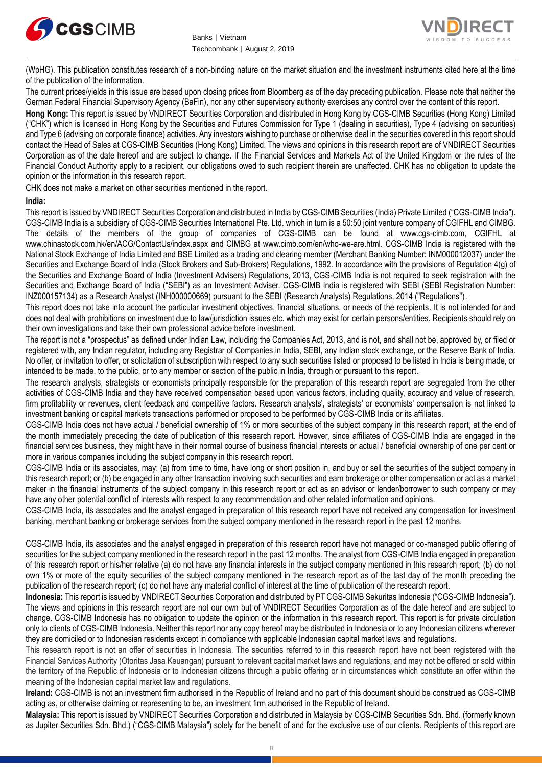(WpHG). This publication constitutes research of a non-binding nature on the market situation and the investment instruments cited here at the time of the publication of the information.

The current prices/yields in this issue are based upon closing prices from Bloomberg as of the day preceding publication. Please note that neither the German Federal Financial Supervisory Agency (BaFin), nor any other supervisory authority exercises any control over the content of this report.

**Hong Kong:** This report is issued by VNDIRECT Securities Corporation and distributed in Hong Kong by CGS-CIMB Securities (Hong Kong) Limited ("CHK") which is licensed in Hong Kong by the Securities and Futures Commission for Type 1 (dealing in securities), Type 4 (advising on securities) and Type 6 (advising on corporate finance) activities. Any investors wishing to purchase or otherwise deal in the securities covered in this report should contact the Head of Sales at CGS-CIMB Securities (Hong Kong) Limited. The views and opinions in this research report are of VNDIRECT Securities Corporation as of the date hereof and are subject to change. If the Financial Services and Markets Act of the United Kingdom or the rules of the Financial Conduct Authority apply to a recipient, our obligations owed to such recipient therein are unaffected. CHK has no obligation to update the opinion or the information in this research report.

CHK does not make a market on other securities mentioned in the report.

**India:**

This report is issued by VNDIRECT Securities Corporation and distributed in India by CGS-CIMB Securities (India) Private Limited ("CGS-CIMB India"). CGS-CIMB India is a subsidiary of CGS-CIMB Securities International Pte. Ltd. which in turn is a 50:50 joint venture company of CGIFHL and CIMBG. The details of the members of the group of companies of CGS-CIMB can be found at www.cgs-cimb.com, CGIFHL at www.chinastock.com.hk/en/ACG/ContactUs/index.aspx and CIMBG at www.cimb.com/en/who-we-are.html. CGS-CIMB India is registered with the National Stock Exchange of India Limited and BSE Limited as a trading and clearing member (Merchant Banking Number: INM000012037) under the Securities and Exchange Board of India (Stock Brokers and Sub-Brokers) Regulations, 1992. In accordance with the provisions of Regulation 4(g) of the Securities and Exchange Board of India (Investment Advisers) Regulations, 2013, CGS-CIMB India is not required to seek registration with the Securities and Exchange Board of India ("SEBI") as an Investment Adviser. CGS-CIMB India is registered with SEBI (SEBI Registration Number: INZ000157134) as a Research Analyst (INH000000669) pursuant to the SEBI (Research Analysts) Regulations, 2014 ("Regulations").

This report does not take into account the particular investment objectives, financial situations, or needs of the recipients. It is not intended for and does not deal with prohibitions on investment due to law/jurisdiction issues etc. which may exist for certain persons/entities. Recipients should rely on their own investigations and take their own professional advice before investment.

The report is not a "prospectus" as defined under Indian Law, including the Companies Act, 2013, and is not, and shall not be, approved by, or filed or registered with, any Indian regulator, including any Registrar of Companies in India, SEBI, any Indian stock exchange, or the Reserve Bank of India. No offer, or invitation to offer, or solicitation of subscription with respect to any such securities listed or proposed to be listed in India is being made, or intended to be made, to the public, or to any member or section of the public in India, through or pursuant to this report.

The research analysts, strategists or economists principally responsible for the preparation of this research report are segregated from the other activities of CGS-CIMB India and they have received compensation based upon various factors, including quality, accuracy and value of research, firm profitability or revenues, client feedback and competitive factors. Research analysts', strategists' or economists' compensation is not linked to investment banking or capital markets transactions performed or proposed to be performed by CGS-CIMB India or its affiliates.

CGS-CIMB India does not have actual / beneficial ownership of 1% or more securities of the subject company in this research report, at the end of the month immediately preceding the date of publication of this research report. However, since affiliates of CGS-CIMB India are engaged in the financial services business, they might have in their normal course of business financial interests or actual / beneficial ownership of one per cent or more in various companies including the subject company in this research report.

CGS-CIMB India or its associates, may: (a) from time to time, have long or short position in, and buy or sell the securities of the subject company in this research report; or (b) be engaged in any other transaction involving such securities and earn brokerage or other compensation or act as a market maker in the financial instruments of the subject company in this research report or act as an advisor or lender/borrower to such company or may have any other potential conflict of interests with respect to any recommendation and other related information and opinions.

CGS-CIMB India, its associates and the analyst engaged in preparation of this research report have not received any compensation for investment banking, merchant banking or brokerage services from the subject company mentioned in the research report in the past 12 months.

CGS-CIMB India, its associates and the analyst engaged in preparation of this research report have not managed or co-managed public offering of securities for the subject company mentioned in the research report in the past 12 months. The analyst from CGS-CIMB India engaged in preparation of this research report or his/her relative (a) do not have any financial interests in the subject company mentioned in this research report; (b) do not own 1% or more of the equity securities of the subject company mentioned in the research report as of the last day of the month preceding the publication of the research report; (c) do not have any material conflict of interest at the time of publication of the research report.

**Indonesia:** This report is issued by VNDIRECT Securities Corporation and distributed by PT CGS-CIMB Sekuritas Indonesia ("CGS-CIMB Indonesia"). The views and opinions in this research report are not our own but of VNDIRECT Securities Corporation as of the date hereof and are subject to change. CGS-CIMB Indonesia has no obligation to update the opinion or the information in this research report. This report is for private circulation only to clients of CGS-CIMB Indonesia. Neither this report nor any copy hereof may be distributed in Indonesia or to any Indonesian citizens wherever they are domiciled or to Indonesian residents except in compliance with applicable Indonesian capital market laws and regulations.

This research report is not an offer of securities in Indonesia. The securities referred to in this research report have not been registered with the Financial Services Authority (Otoritas Jasa Keuangan) pursuant to relevant capital market laws and regulations, and may not be offered or sold within the territory of the Republic of Indonesia or to Indonesian citizens through a public offering or in circumstances which constitute an offer within the meaning of the Indonesian capital market law and regulations.

**Ireland:** CGS-CIMB is not an investment firm authorised in the Republic of Ireland and no part of this document should be construed as CGS-CIMB acting as, or otherwise claiming or representing to be, an investment firm authorised in the Republic of Ireland.

**Malaysia:** This report is issued by VNDIRECT Securities Corporation and distributed in Malaysia by CGS-CIMB Securities Sdn. Bhd. (formerly known as Jupiter Securities Sdn. Bhd.) ("CGS-CIMB Malaysia") solely for the benefit of and for the exclusive use of our clients. Recipients of this report are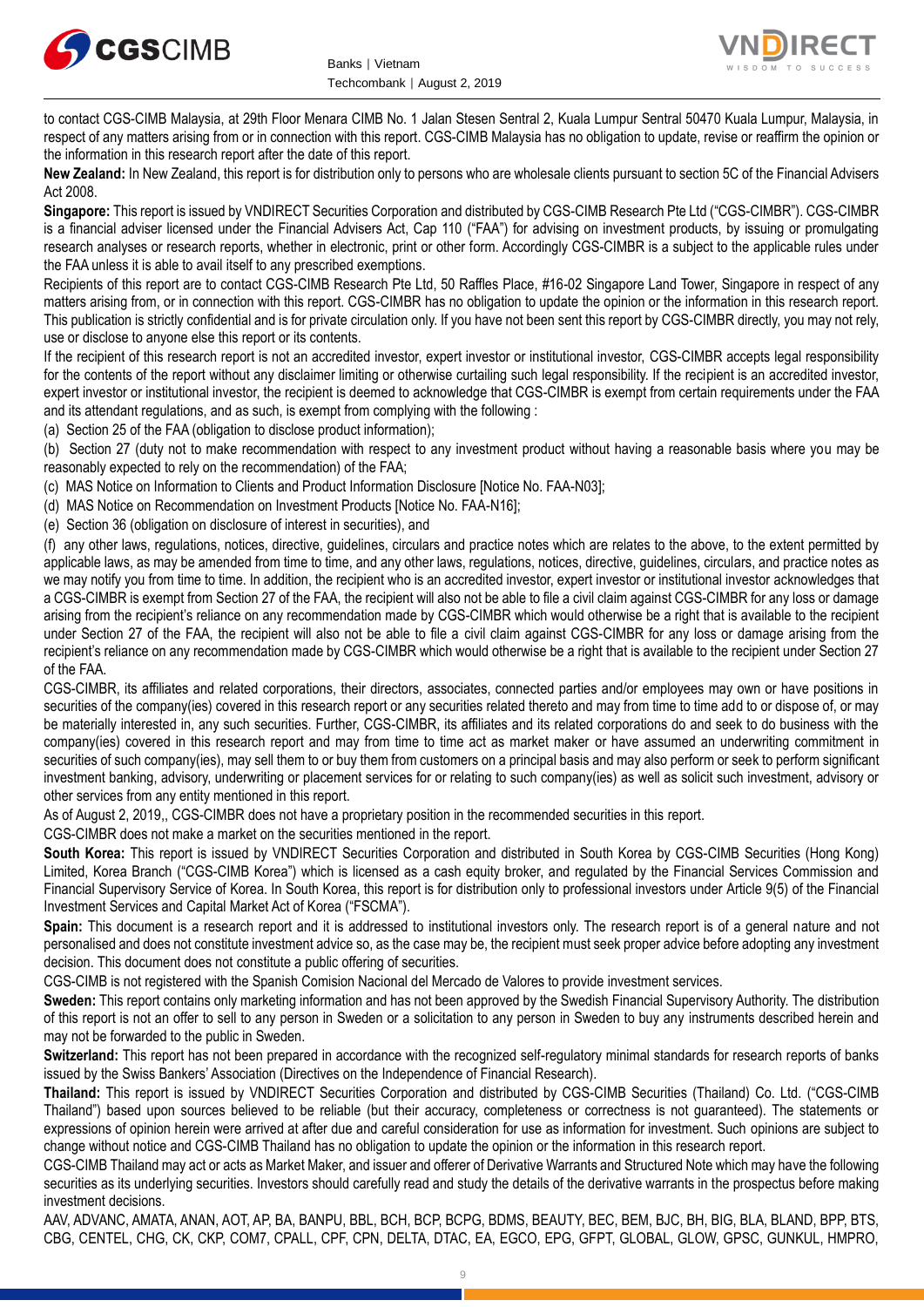to contact CGS-CIMB Malaysia, at 29th Floor Menara CIMB No. 1 Jalan Stesen Sentral 2, Kuala Lumpur Sentral 50470 Kuala Lumpur, Malaysia, in respect of any matters arising from or in connection with this report. CGS-CIMB Malaysia has no obligation to update, revise or reaffirm the opinion or the information in this research report after the date of this report.

**New Zealand:** In New Zealand, this report is for distribution only to persons who are wholesale clients pursuant to section 5C of the Financial Advisers Act 2008.

**Singapore:** This report is issued by VNDIRECT Securities Corporation and distributed by CGS-CIMB Research Pte Ltd ("CGS-CIMBR"). CGS-CIMBR is a financial adviser licensed under the Financial Advisers Act, Cap 110 ("FAA") for advising on investment products, by issuing or promulgating research analyses or research reports, whether in electronic, print or other form. Accordingly CGS-CIMBR is a subject to the applicable rules under the FAA unless it is able to avail itself to any prescribed exemptions.

Recipients of this report are to contact CGS-CIMB Research Pte Ltd, 50 Raffles Place, #16-02 Singapore Land Tower, Singapore in respect of any matters arising from, or in connection with this report. CGS-CIMBR has no obligation to update the opinion or the information in this research report. This publication is strictly confidential and is for private circulation only. If you have not been sent this report by CGS-CIMBR directly, you may not rely, use or disclose to anyone else this report or its contents.

If the recipient of this research report is not an accredited investor, expert investor or institutional investor, CGS-CIMBR accepts legal responsibility for the contents of the report without any disclaimer limiting or otherwise curtailing such legal responsibility. If the recipient is an accredited investor, expert investor or institutional investor, the recipient is deemed to acknowledge that CGS-CIMBR is exempt from certain requirements under the FAA and its attendant regulations, and as such, is exempt from complying with the following :

(a) Section 25 of the FAA (obligation to disclose product information);

(b) Section 27 (duty not to make recommendation with respect to any investment product without having a reasonable basis where you may be reasonably expected to rely on the recommendation) of the FAA;

(c) MAS Notice on Information to Clients and Product Information Disclosure [Notice No. FAA-N03];

(d) MAS Notice on Recommendation on Investment Products [Notice No. FAA-N16];

(e) Section 36 (obligation on disclosure of interest in securities), and

(f) any other laws, regulations, notices, directive, guidelines, circulars and practice notes which are relates to the above, to the extent permitted by applicable laws, as may be amended from time to time, and any other laws, regulations, notices, directive, guidelines, circulars, and practice notes as we may notify you from time to time. In addition, the recipient who is an accredited investor, expert investor or institutional investor acknowledges that a CGS-CIMBR is exempt from Section 27 of the FAA, the recipient will also not be able to file a civil claim against CGS-CIMBR for any loss or damage arising from the recipient's reliance on any recommendation made by CGS-CIMBR which would otherwise be a right that is available to the recipient under Section 27 of the FAA, the recipient will also not be able to file a civil claim against CGS-CIMBR for any loss or damage arising from the recipient's reliance on any recommendation made by CGS-CIMBR which would otherwise be a right that is available to the recipient under Section 27 of the FAA.

CGS-CIMBR, its affiliates and related corporations, their directors, associates, connected parties and/or employees may own or have positions in securities of the company(ies) covered in this research report or any securities related thereto and may from time to time add to or dispose of, or may be materially interested in, any such securities. Further, CGS-CIMBR, its affiliates and its related corporations do and seek to do business with the company(ies) covered in this research report and may from time to time act as market maker or have assumed an underwriting commitment in securities of such company(ies), may sell them to or buy them from customers on a principal basis and may also perform or seek to perform significant investment banking, advisory, underwriting or placement services for or relating to such company(ies) as well as solicit such investment, advisory or other services from any entity mentioned in this report.

As of August 2, 2019,, CGS-CIMBR does not have a proprietary position in the recommended securities in this report.

CGS-CIMBR does not make a market on the securities mentioned in the report.

**South Korea:** This report is issued by VNDIRECT Securities Corporation and distributed in South Korea by CGS-CIMB Securities (Hong Kong) Limited, Korea Branch ("CGS-CIMB Korea") which is licensed as a cash equity broker, and regulated by the Financial Services Commission and Financial Supervisory Service of Korea. In South Korea, this report is for distribution only to professional investors under Article 9(5) of the Financial Investment Services and Capital Market Act of Korea ("FSCMA").

**Spain:** This document is a research report and it is addressed to institutional investors only. The research report is of a general nature and not personalised and does not constitute investment advice so, as the case may be, the recipient must seek proper advice before adopting any investment decision. This document does not constitute a public offering of securities.

CGS-CIMB is not registered with the Spanish Comision Nacional del Mercado de Valores to provide investment services.

**Sweden:** This report contains only marketing information and has not been approved by the Swedish Financial Supervisory Authority. The distribution of this report is not an offer to sell to any person in Sweden or a solicitation to any person in Sweden to buy any instruments described herein and may not be forwarded to the public in Sweden.

**Switzerland:** This report has not been prepared in accordance with the recognized self-regulatory minimal standards for research reports of banks issued by the Swiss Bankers' Association (Directives on the Independence of Financial Research).

**Thailand:** This report is issued by VNDIRECT Securities Corporation and distributed by CGS-CIMB Securities (Thailand) Co. Ltd. ("CGS-CIMB Thailand") based upon sources believed to be reliable (but their accuracy, completeness or correctness is not guaranteed). The statements or expressions of opinion herein were arrived at after due and careful consideration for use as information for investment. Such opinions are subject to change without notice and CGS-CIMB Thailand has no obligation to update the opinion or the information in this research report.

CGS-CIMB Thailand may act or acts as Market Maker, and issuer and offerer of Derivative Warrants and Structured Note which may have the following securities as its underlying securities. Investors should carefully read and study the details of the derivative warrants in the prospectus before making investment decisions.

AAV, ADVANC, AMATA, ANAN, AOT, AP, BA, BANPU, BBL, BCH, BCP, BCPG, BDMS, BEAUTY, BEC, BEM, BJC, BH, BIG, BLA, BLAND, BPP, BTS, CBG, CENTEL, CHG, CK, CKP, COM7, CPALL, CPF, CPN, DELTA, DTAC, EA, EGCO, EPG, GFPT, GLOBAL, GLOW, GPSC, GUNKUL, HMPRO,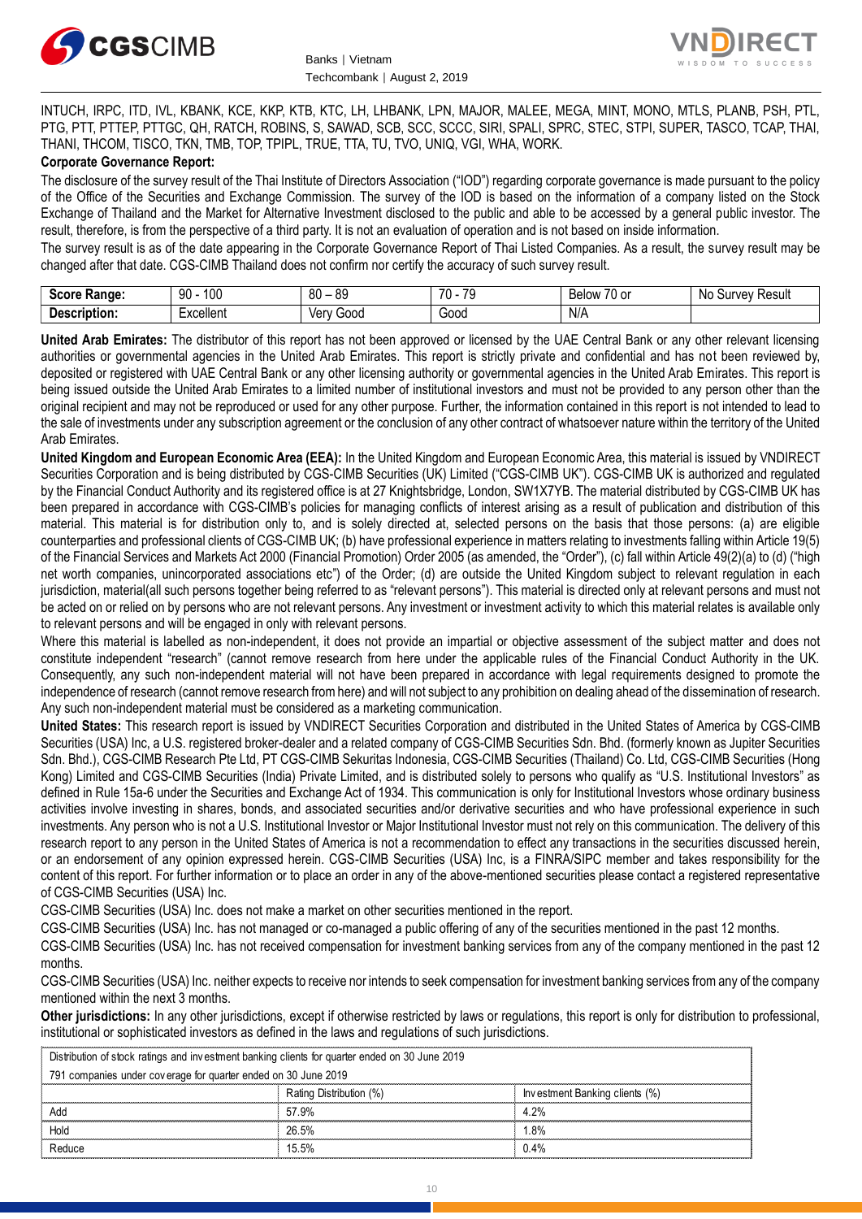INTUCH, IRPC, ITD, IVL, KBANK, KCE, KKP, KTB, KTC, LH, LHBANK, LPN, MAJOR, MALEE, MEGA, MINT, MONO, MTLS, PLANB, PSH, PTL, PTG, PTT, PTTEP, PTTGC, QH, RATCH, ROBINS, S, SAWAD, SCB, SCC, SCCC, SIRI, SPALI, SPRC, STEC, STPI, SUPER, TASCO, TCAP, THAI, THANI, THCOM, TISCO, TKN, TMB, TOP, TPIPL, TRUE, TTA, TU, TVO, UNIQ, VGI, WHA, WORK.

**Corporate Governance Report:**

The disclosure of the survey result of the Thai Institute of Directors Association ("IOD") regarding corporate governance is made pursuant to the policy of the Office of the Securities and Exchange Commission. The survey of the IOD is based on the information of a company listed on the Stock Exchange of Thailand and the Market for Alternative Investment disclosed to the public and able to be accessed by a general public investor. The result, therefore, is from the perspective of a third party. It is not an evaluation of operation and is not based on inside information.

The survey result is as of the date appearing in the Corporate Governance Report of Thai Listed Companies. As a result, the survey result may be changed after that date. CGS-CIMB Thailand does not confirm nor certify the accuracy of such survey result.

| **Score Range:** | 90 - 100 | 80 – 89 | 70 - 79 | Below 70 or | No Survey Result |
|---|---|---|---|---|---|
| **Description:** | Excellent | Very Good | Good | N/A | |

**United Arab Emirates:** The distributor of this report has not been approved or licensed by the UAE Central Bank or any other relevant licensing authorities or governmental agencies in the United Arab Emirates. This report is strictly private and confidential and has not been reviewed by, deposited or registered with UAE Central Bank or any other licensing authority or governmental agencies in the United Arab Emirates. This report is being issued outside the United Arab Emirates to a limited number of institutional investors and must not be provided to any person other than the original recipient and may not be reproduced or used for any other purpose. Further, the information contained in this report is not intended to lead to the sale of investments under any subscription agreement or the conclusion of any other contract of whatsoever nature within the territory of the United Arab Emirates.

**United Kingdom and European Economic Area (EEA):** In the United Kingdom and European Economic Area, this material is issued by VNDIRECT Securities Corporation and is being distributed by CGS-CIMB Securities (UK) Limited ("CGS-CIMB UK"). CGS-CIMB UK is authorized and regulated by the Financial Conduct Authority and its registered office is at 27 Knightsbridge, London, SW1X7YB. The material distributed by CGS-CIMB UK has been prepared in accordance with CGS-CIMB's policies for managing conflicts of interest arising as a result of publication and distribution of this material. This material is for distribution only to, and is solely directed at, selected persons on the basis that those persons: (a) are eligible counterparties and professional clients of CGS-CIMB UK; (b) have professional experience in matters relating to investments falling within Article 19(5) of the Financial Services and Markets Act 2000 (Financial Promotion) Order 2005 (as amended, the "Order"), (c) fall within Article 49(2)(a) to (d) ("high net worth companies, unincorporated associations etc") of the Order; (d) are outside the United Kingdom subject to relevant regulation in each jurisdiction, material(all such persons together being referred to as "relevant persons"). This material is directed only at relevant persons and must not be acted on or relied on by persons who are not relevant persons. Any investment or investment activity to which this material relates is available only to relevant persons and will be engaged in only with relevant persons.

Where this material is labelled as non-independent, it does not provide an impartial or objective assessment of the subject matter and does not constitute independent "research" (cannot remove research from here under the applicable rules of the Financial Conduct Authority in the UK. Consequently, any such non-independent material will not have been prepared in accordance with legal requirements designed to promote the independence of research (cannot remove research from here) and will not subject to any prohibition on dealing ahead of the dissemination of research. Any such non-independent material must be considered as a marketing communication.

**United States:** This research report is issued by VNDIRECT Securities Corporation and distributed in the United States of America by CGS-CIMB Securities (USA) Inc, a U.S. registered broker-dealer and a related company of CGS-CIMB Securities Sdn. Bhd. (formerly known as Jupiter Securities Sdn. Bhd.), CGS-CIMB Research Pte Ltd, PT CGS-CIMB Sekuritas Indonesia, CGS-CIMB Securities (Thailand) Co. Ltd, CGS-CIMB Securities (Hong Kong) Limited and CGS-CIMB Securities (India) Private Limited, and is distributed solely to persons who qualify as "U.S. Institutional Investors" as defined in Rule 15a-6 under the Securities and Exchange Act of 1934. This communication is only for Institutional Investors whose ordinary business activities involve investing in shares, bonds, and associated securities and/or derivative securities and who have professional experience in such investments. Any person who is not a U.S. Institutional Investor or Major Institutional Investor must not rely on this communication. The delivery of this research report to any person in the United States of America is not a recommendation to effect any transactions in the securities discussed herein, or an endorsement of any opinion expressed herein. CGS-CIMB Securities (USA) Inc, is a FINRA/SIPC member and takes responsibility for the content of this report. For further information or to place an order in any of the above-mentioned securities please contact a registered representative of CGS-CIMB Securities (USA) Inc.

CGS-CIMB Securities (USA) Inc. does not make a market on other securities mentioned in the report.

CGS-CIMB Securities (USA) Inc. has not managed or co-managed a public offering of any of the securities mentioned in the past 12 months.

CGS-CIMB Securities (USA) Inc. has not received compensation for investment banking services from any of the company mentioned in the past 12 months.

CGS-CIMB Securities (USA) Inc. neither expects to receive nor intends to seek compensation for investment banking services from any of the company mentioned within the next 3 months.

**Other jurisdictions:** In any other jurisdictions, except if otherwise restricted by laws or regulations, this report is only for distribution to professional, institutional or sophisticated investors as defined in the laws and regulations of such jurisdictions.

| Distribution of stock ratings and investment banking clients for quarter ended on 30 June 2019 | | |
|---|---|---|
| 791 companies under coverage for quarter ended on 30 June 2019 | | |
| | Rating Distribution (%) | Investment Banking clients (%) |
| Add | 57.9% | 4.2% |
| Hold | 26.5% | 1.8% |
| Reduce | 15.5% | 0.4% |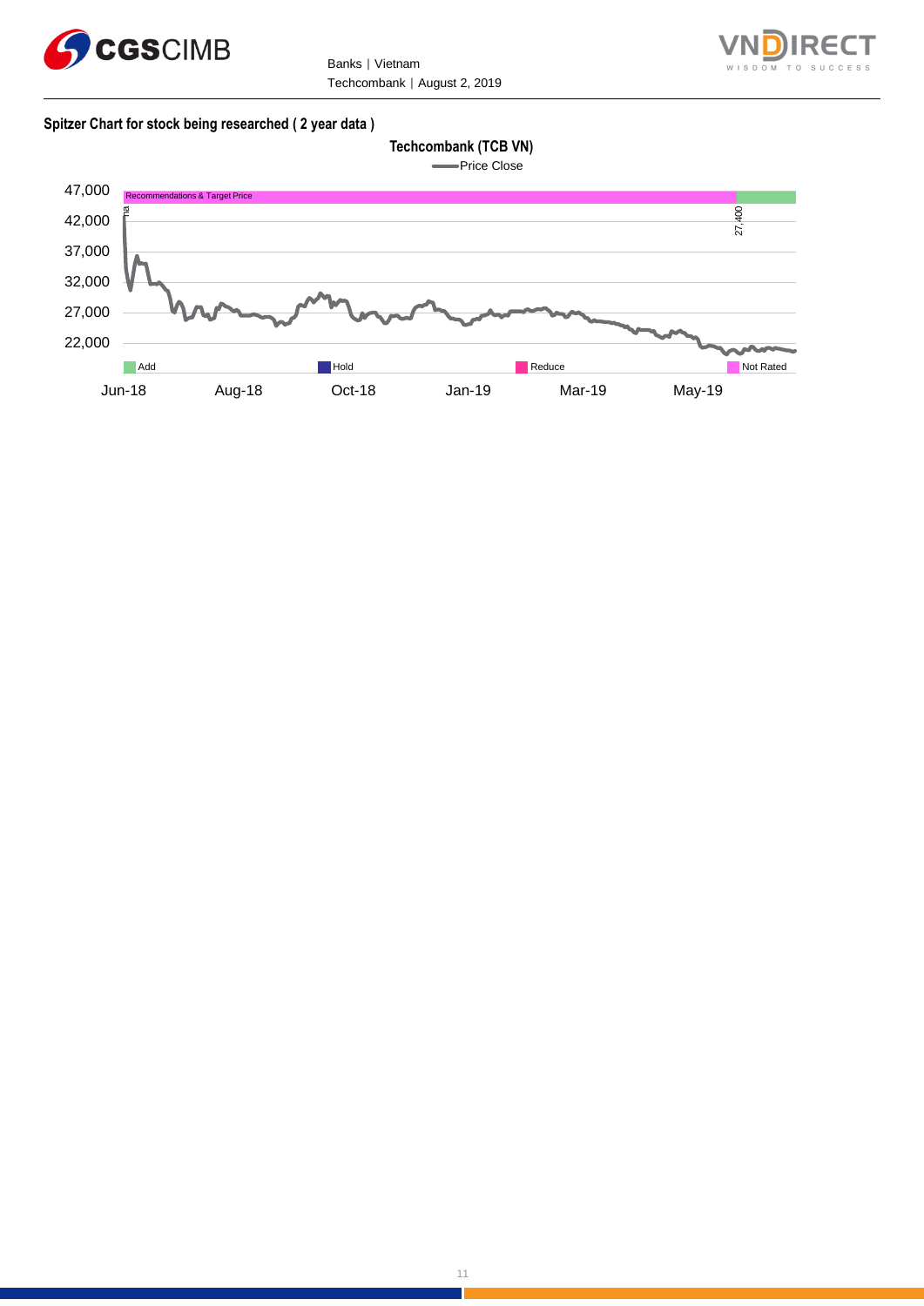**Spitzer Chart for stock being researched ( 2 year data )**

**Techcombank (TCB VN)**

Price Close

Recommendations & Target Price

na

27,400

47,000
42,000
37,000
32,000
27,000
22,000

Add | Hold | Reduce | Not Rated

Jun-18 | Aug-18 | Oct-18 | Jan-19 | Mar-19 | May-19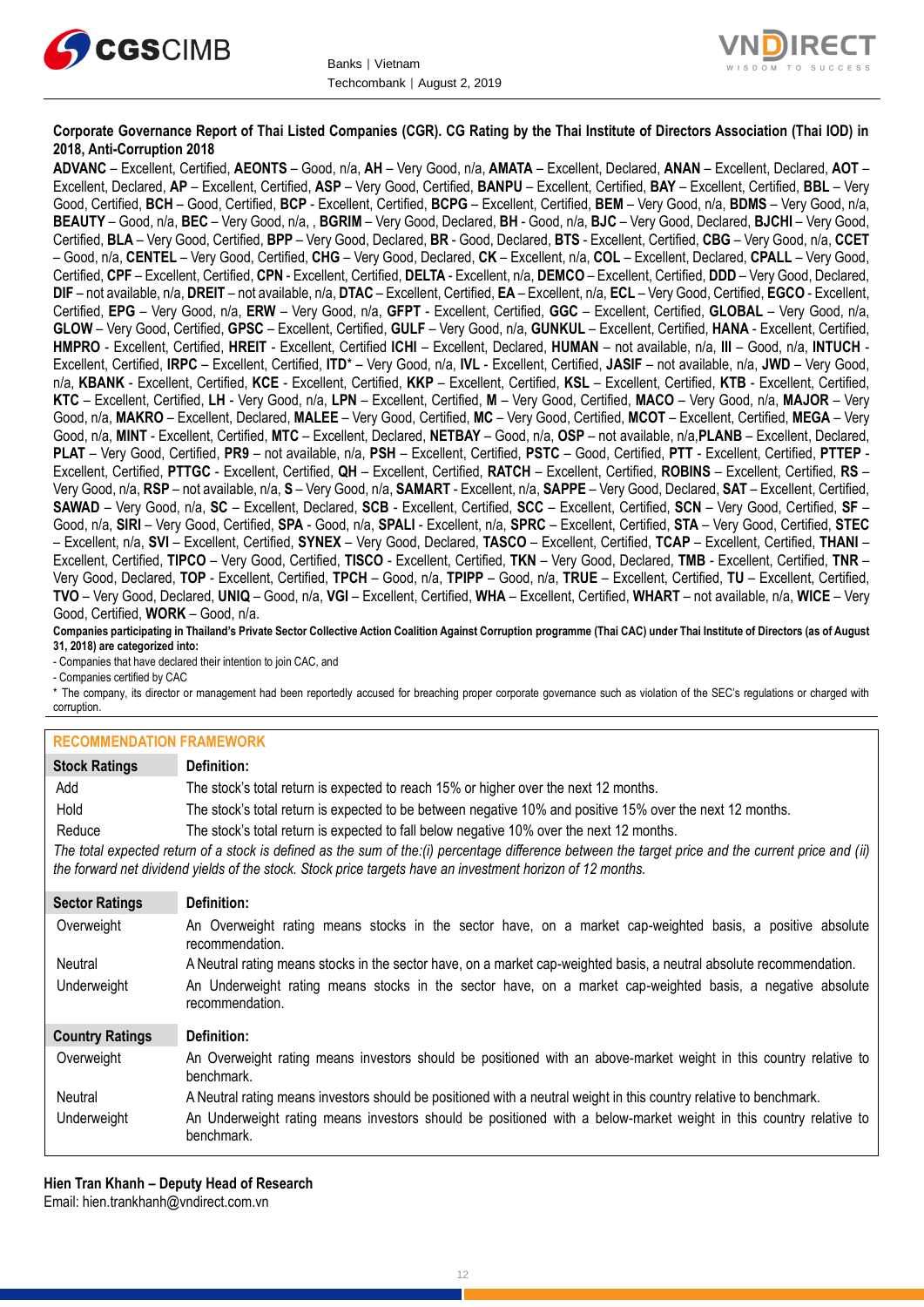**Corporate Governance Report of Thai Listed Companies (CGR). CG Rating by the Thai Institute of Directors Association (Thai IOD) in 2018, Anti-Corruption 2018**

**ADVANC** – Excellent, Certified, **AEONTS** – Good, n/a, **AH** – Very Good, n/a, **AMATA** – Excellent, Declared, **ANAN** – Excellent, Declared, **AOT** – Excellent, Declared, **AP** – Excellent, Certified, **ASP** – Very Good, Certified, **BANPU** – Excellent, Certified, **BAY** – Excellent, Certified, **BBL** – Very Good, Certified, **BCH** – Good, Certified, **BCP** - Excellent, Certified, **BCPG** – Excellent, Certified, **BEM** – Very Good, n/a, **BDMS** – Very Good, n/a, **BEAUTY** – Good, n/a, **BEC** – Very Good, n/a, , **BGRIM** – Very Good, Declared, **BH** - Good, n/a, **BJC** – Very Good, Declared, **BJCHI** – Very Good, Certified, **BLA** – Very Good, Certified, **BPP** – Very Good, Declared, **BR** - Good, Declared, **BTS** - Excellent, Certified, **CBG** – Very Good, n/a, **CCET** – Good, n/a, **CENTEL** – Very Good, Certified, **CHG** – Very Good, Declared, **CK** – Excellent, n/a, **COL** – Excellent, Declared, **CPALL** – Very Good, Certified, **CPF** – Excellent, Certified, **CPN** - Excellent, Certified, **DELTA** - Excellent, n/a, **DEMCO** – Excellent, Certified, **DDD** – Very Good, Declared, **DIF** – not available, n/a, **DREIT** – not available, n/a, **DTAC** – Excellent, Certified, **EA** – Excellent, n/a, **ECL** – Very Good, Certified, **EGCO** - Excellent, Certified, **EPG** – Very Good, n/a, **ERW** – Very Good, n/a, **GFPT** - Excellent, Certified, **GGC** – Excellent, Certified, **GLOBAL** – Very Good, n/a, **GLOW** – Very Good, Certified, **GPSC** – Excellent, Certified, **GULF** – Very Good, n/a, **GUNKUL** – Excellent, Certified, **HANA** - Excellent, Certified, **HMPRO** - Excellent, Certified, **HREIT** - Excellent, Certified **ICHI** – Excellent, Declared, **HUMAN** – not available, n/a, **III** – Good, n/a, **INTUCH** - Excellent, Certified, **IRPC** – Excellent, Certified, **ITD*** – Very Good, n/a, **IVL** - Excellent, Certified, **JASIF** – not available, n/a, **JWD** – Very Good, n/a, **KBANK** - Excellent, Certified, **KCE** - Excellent, Certified, **KKP** – Excellent, Certified, **KSL** – Excellent, Certified, **KTB** - Excellent, Certified, **KTC** – Excellent, Certified, **LH** - Very Good, n/a, **LPN** – Excellent, Certified, **M** – Very Good, Certified, **MACO** – Very Good, n/a, **MAJOR** – Very Good, n/a, **MAKRO** – Excellent, Declared, **MALEE** – Very Good, Certified, **MC** – Very Good, Certified, **MCOT** – Excellent, Certified, **MEGA** – Very Good, n/a, **MINT** - Excellent, Certified, **MTC** – Excellent, Declared, **NETBAY** – Good, n/a, **OSP** – not available, n/a,**PLANB** – Excellent, Declared, **PLAT** – Very Good, Certified, **PR9** – not available, n/a, **PSH** – Excellent, Certified, **PSTC** – Good, Certified, **PTT** - Excellent, Certified, **PTTEP** - Excellent, Certified, **PTTGC** - Excellent, Certified, **QH** – Excellent, Certified, **RATCH** – Excellent, Certified, **ROBINS** – Excellent, Certified, **RS** – Very Good, n/a, **RSP** – not available, n/a, **S** – Very Good, n/a, **SAMART** - Excellent, n/a, **SAPPE** – Very Good, Declared, **SAT** – Excellent, Certified, **SAWAD** – Very Good, n/a, **SC** – Excellent, Declared, **SCB** - Excellent, Certified, **SCC** – Excellent, Certified, **SCN** – Very Good, Certified, **SF** – Good, n/a, **SIRI** – Very Good, Certified, **SPA** - Good, n/a, **SPALI** - Excellent, n/a, **SPRC** – Excellent, Certified, **STA** – Very Good, Certified, **STEC** – Excellent, n/a, **SVI** – Excellent, Certified, **SYNEX** – Very Good, Declared, **TASCO** – Excellent, Certified, **TCAP** – Excellent, Certified, **THANI** – Excellent, Certified, **TIPCO** – Very Good, Certified, **TISCO** - Excellent, Certified, **TKN** – Very Good, Declared, **TMB** - Excellent, Certified, **TNR** – Very Good, Declared, **TOP** - Excellent, Certified, **TPCH** – Good, n/a, **TPIPP** – Good, n/a, **TRUE** – Excellent, Certified, **TU** – Excellent, Certified, **TVO** – Very Good, Declared, **UNIQ** – Good, n/a, **VGI** – Excellent, Certified, **WHA** – Excellent, Certified, **WHART** – not available, n/a, **WICE** – Very Good, Certified, **WORK** – Good, n/a.

**Companies participating in Thailand's Private Sector Collective Action Coalition Against Corruption programme (Thai CAC) under Thai Institute of Directors (as of August 31, 2018) are categorized into:**

- Companies that have declared their intention to join CAC, and
- Companies certified by CAC

\* The company, its director or management had been reportedly accused for breaching proper corporate governance such as violation of the SEC's regulations or charged with corruption.

**RECOMMENDATION FRAMEWORK**

| Stock Ratings | Definition: |
|---|---|
| Add | The stock's total return is expected to reach 15% or higher over the next 12 months. |
| Hold | The stock's total return is expected to be between negative 10% and positive 15% over the next 12 months. |
| Reduce | The stock's total return is expected to fall below negative 10% over the next 12 months. |

*The total expected return of a stock is defined as the sum of the:(i) percentage difference between the target price and the current price and (ii) the forward net dividend yields of the stock. Stock price targets have an investment horizon of 12 months.*

| Sector Ratings | Definition: |
|---|---|
| Overweight | An Overweight rating means stocks in the sector have, on a market cap-weighted basis, a positive absolute recommendation. |
| Neutral | A Neutral rating means stocks in the sector have, on a market cap-weighted basis, a neutral absolute recommendation. |
| Underweight | An Underweight rating means stocks in the sector have, on a market cap-weighted basis, a negative absolute recommendation. |

| Country Ratings | Definition: |
|---|---|
| Overweight | An Overweight rating means investors should be positioned with an above-market weight in this country relative to benchmark. |
| Neutral | A Neutral rating means investors should be positioned with a neutral weight in this country relative to benchmark. |
| Underweight | An Underweight rating means investors should be positioned with a below-market weight in this country relative to benchmark. |

**Hien Tran Khanh – Deputy Head of Research**
Email: hien.trankhanh@vndirect.com.vn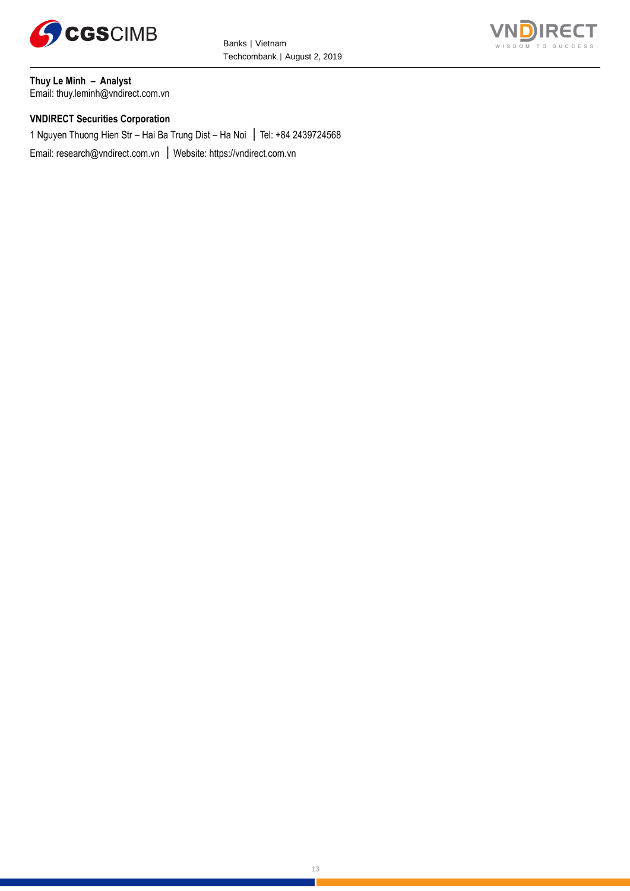**Thuy Le Minh – Analyst**
Email: thuy.leminh@vndirect.com.vn

**VNDIRECT Securities Corporation**

1 Nguyen Thuong Hien Str – Hai Ba Trung Dist – Ha Noi | Tel: +84 2439724568

Email: research@vndirect.com.vn | Website: https://vndirect.com.vn